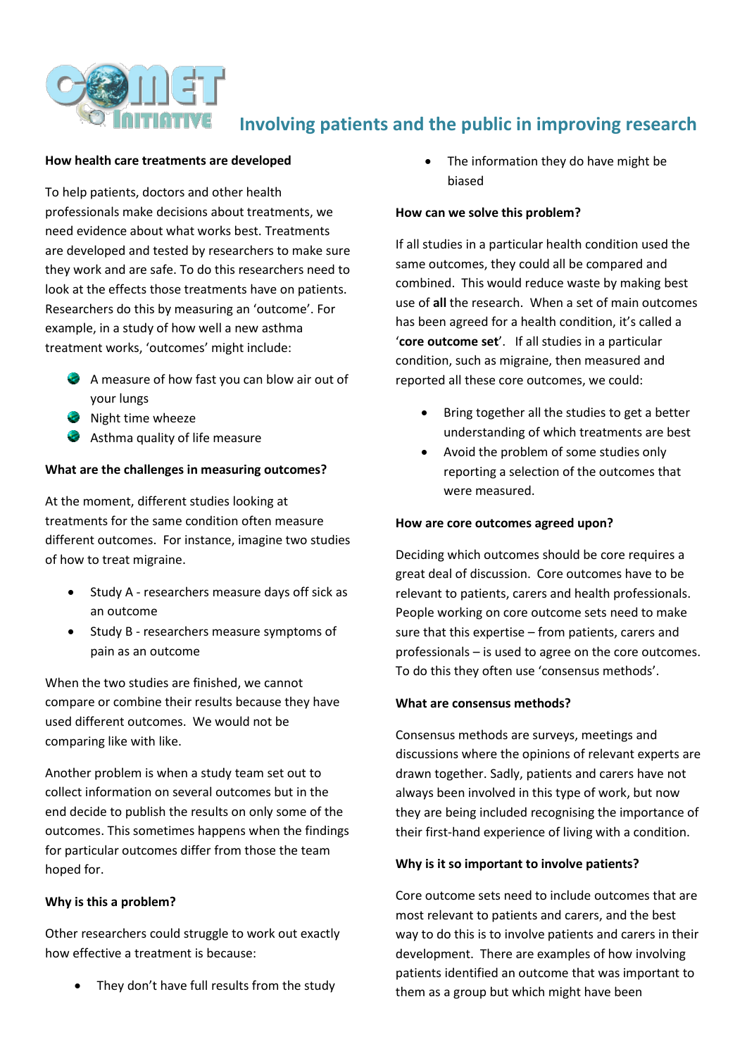# Involving patients and the public in improving research

**How health care treatments are developed**

To help patients, doctors and other health professionals make decisions about treatments, we need evidence about what works best. Treatments are developed and tested by researchers to make sure they work and are safe. To do this researchers need to look at the effects those treatments have on patients. Researchers do this by measuring an 'outcome'. For example, in a study of how well a new asthma treatment works, 'outcomes' might include:

- A measure of how fast you can blow air out of your lungs
- Night time wheeze
- Asthma quality of life measure

**What are the challenges in measuring outcomes?**

At the moment, different studies looking at treatments for the same condition often measure different outcomes. For instance, imagine two studies of how to treat migraine.

- Study A - researchers measure days off sick as an outcome
- Study B - researchers measure symptoms of pain as an outcome

When the two studies are finished, we cannot compare or combine their results because they have used different outcomes. We would not be comparing like with like.

Another problem is when a study team set out to collect information on several outcomes but in the end decide to publish the results on only some of the outcomes. This sometimes happens when the findings for particular outcomes differ from those the team hoped for.

**Why is this a problem?**

Other researchers could struggle to work out exactly how effective a treatment is because:

- They don't have full results from the study
- The information they do have might be biased

**How can we solve this problem?**

If all studies in a particular health condition used the same outcomes, they could all be compared and combined. This would reduce waste by making best use of **all** the research. When a set of main outcomes has been agreed for a health condition, it's called a '**core outcome set**'. If all studies in a particular condition, such as migraine, then measured and reported all these core outcomes, we could:

- Bring together all the studies to get a better understanding of which treatments are best
- Avoid the problem of some studies only reporting a selection of the outcomes that were measured.

**How are core outcomes agreed upon?**

Deciding which outcomes should be core requires a great deal of discussion. Core outcomes have to be relevant to patients, carers and health professionals. People working on core outcome sets need to make sure that this expertise – from patients, carers and professionals – is used to agree on the core outcomes. To do this they often use 'consensus methods'.

**What are consensus methods?**

Consensus methods are surveys, meetings and discussions where the opinions of relevant experts are drawn together. Sadly, patients and carers have not always been involved in this type of work, but now they are being included recognising the importance of their first-hand experience of living with a condition.

**Why is it so important to involve patients?**

Core outcome sets need to include outcomes that are most relevant to patients and carers, and the best way to do this is to involve patients and carers in their development. There are examples of how involving patients identified an outcome that was important to them as a group but which might have been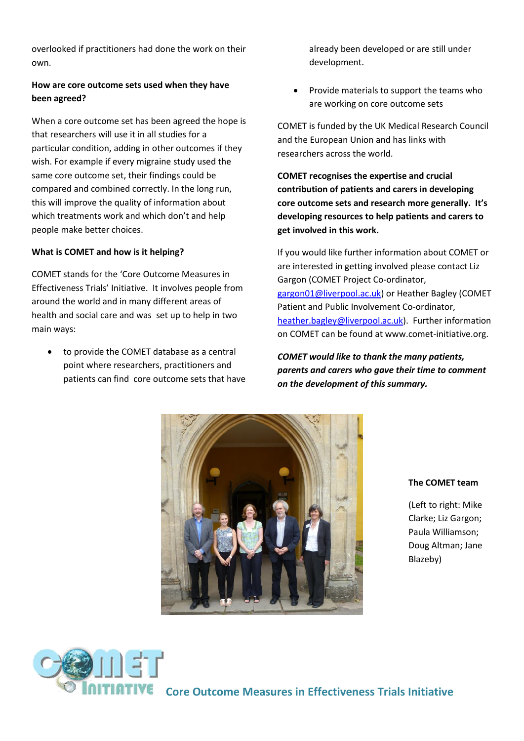overlooked if practitioners had done the work on their own.

**How are core outcome sets used when they have been agreed?**

When a core outcome set has been agreed the hope is that researchers will use it in all studies for a particular condition, adding in other outcomes if they wish. For example if every migraine study used the same core outcome set, their findings could be compared and combined correctly. In the long run, this will improve the quality of information about which treatments work and which don't and help people make better choices.

**What is COMET and how is it helping?**

COMET stands for the 'Core Outcome Measures in Effectiveness Trials' Initiative. It involves people from around the world and in many different areas of health and social care and was set up to help in two main ways:

- to provide the COMET database as a central point where researchers, practitioners and patients can find core outcome sets that have already been developed or are still under development.
- Provide materials to support the teams who are working on core outcome sets

COMET is funded by the UK Medical Research Council and the European Union and has links with researchers across the world.

**COMET recognises the expertise and crucial contribution of patients and carers in developing core outcome sets and research more generally. It's developing resources to help patients and carers to get involved in this work.**

If you would like further information about COMET or are interested in getting involved please contact Liz Gargon (COMET Project Co-ordinator, gargon01@liverpool.ac.uk) or Heather Bagley (COMET Patient and Public Involvement Co-ordinator, heather.bagley@liverpool.ac.uk). Further information on COMET can be found at www.comet-initiative.org.

***COMET would like to thank the many patients, parents and carers who gave their time to comment on the development of this summary.***

**The COMET team**

(Left to right: Mike Clarke; Liz Gargon; Paula Williamson; Doug Altman; Jane Blazeby)

COMET INITIATIVE Core Outcome Measures in Effectiveness Trials Initiative